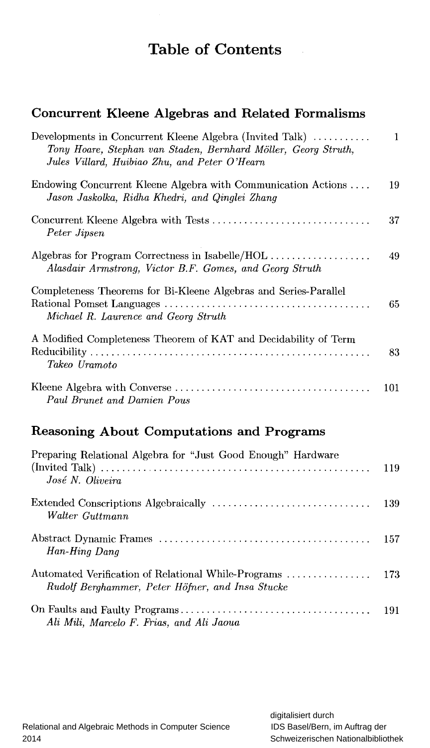# Table of Contents

## Concurrent Kleene Algebras and Related Formalisms

Developments in Concurrent Kleene Algebra (Invited Talk) .......... 1
*Tony Hoare, Stephan van Staden, Bernhard Möller, Georg Struth, Jules Villard, Huibiao Zhu, and Peter O'Hearn*

Endowing Concurrent Kleene Algebra with Communication Actions .... 19
*Jason Jaskolka, Ridha Khedri, and Qinglei Zhang*

Concurrent Kleene Algebra with Tests .............................. 37
*Peter Jipsen*

Algebras for Program Correctness in Isabelle/HOL .................. 49
*Alasdair Armstrong, Victor B.F. Gomes, and Georg Struth*

Completeness Theorems for Bi-Kleene Algebras and Series-Parallel Rational Pomset Languages ....................................... 65
*Michael R. Laurence and Georg Struth*

A Modified Completeness Theorem of KAT and Decidability of Term Reducibility ...................................................... 83
*Takeo Uramoto*

Kleene Algebra with Converse ..................................... 101
*Paul Brunet and Damien Pous*

## Reasoning About Computations and Programs

Preparing Relational Algebra for "Just Good Enough" Hardware (Invited Talk) .................................................... 119
*José N. Oliveira*

Extended Conscriptions Algebraically .............................. 139
*Walter Guttmann*

Abstract Dynamic Frames ........................................ 157
*Han-Hing Dang*

Automated Verification of Relational While-Programs ................ 173
*Rudolf Berghammer, Peter Höfner, and Insa Stucke*

On Faults and Faulty Programs.................................... 191
*Ali Mili, Marcelo F. Frias, and Ali Jaoua*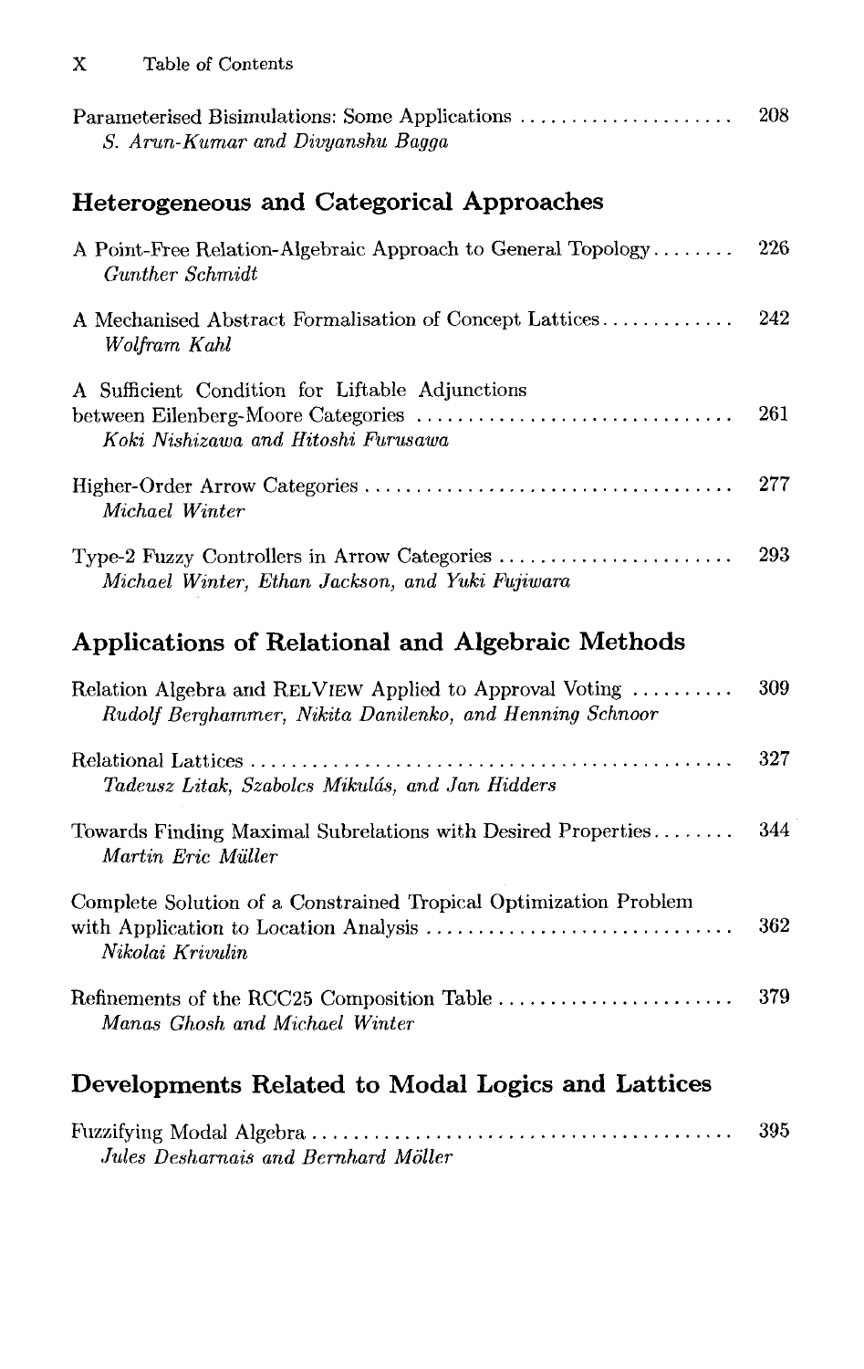Parameterised Bisimulations: Some Applications ..................... 208
*S. Arun-Kumar and Divyanshu Bagga*

## Heterogeneous and Categorical Approaches

A Point-Free Relation-Algebraic Approach to General Topology........ 226
*Gunther Schmidt*

A Mechanised Abstract Formalisation of Concept Lattices............. 242
*Wolfram Kahl*

A Sufficient Condition for Liftable Adjunctions between Eilenberg-Moore Categories ............................... 261
*Koki Nishizawa and Hitoshi Furusawa*

Higher-Order Arrow Categories .................................... 277
*Michael Winter*

Type-2 Fuzzy Controllers in Arrow Categories ....................... 293
*Michael Winter, Ethan Jackson, and Yuki Fujiwara*

## Applications of Relational and Algebraic Methods

Relation Algebra and RelView Applied to Approval Voting .......... 309
*Rudolf Berghammer, Nikita Danilenko, and Henning Schnoor*

Relational Lattices ............................................... 327
*Tadeusz Litak, Szabolcs Mikulás, and Jan Hidders*

Towards Finding Maximal Subrelations with Desired Properties........ 344
*Martin Eric Müller*

Complete Solution of a Constrained Tropical Optimization Problem with Application to Location Analysis .............................. 362
*Nikolai Krivulin*

Refinements of the RCC25 Composition Table ....................... 379
*Manas Ghosh and Michael Winter*

## Developments Related to Modal Logics and Lattices

Fuzzifying Modal Algebra .......................................... 395
*Jules Desharnais and Bernhard Möller*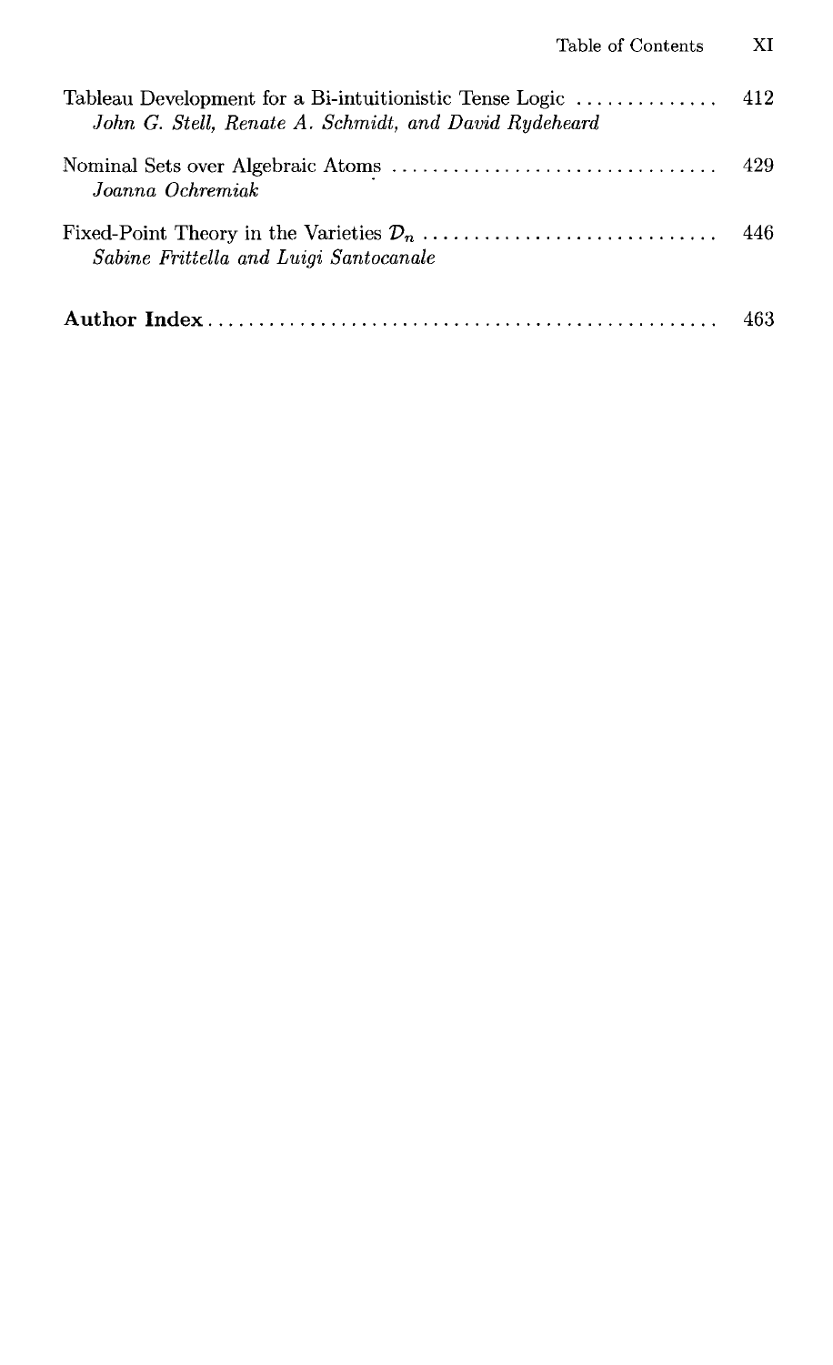Tableau Development for a Bi-intuitionistic Tense Logic .............. 412
*John G. Stell, Renate A. Schmidt, and David Rydeheard*

Nominal Sets over Algebraic Atoms ................................ 429
*Joanna Ochremiak*

Fixed-Point Theory in the Varieties $\mathcal{D}_n$ ............................ 446
*Sabine Frittella and Luigi Santocanale*

**Author Index** .................................................. 463